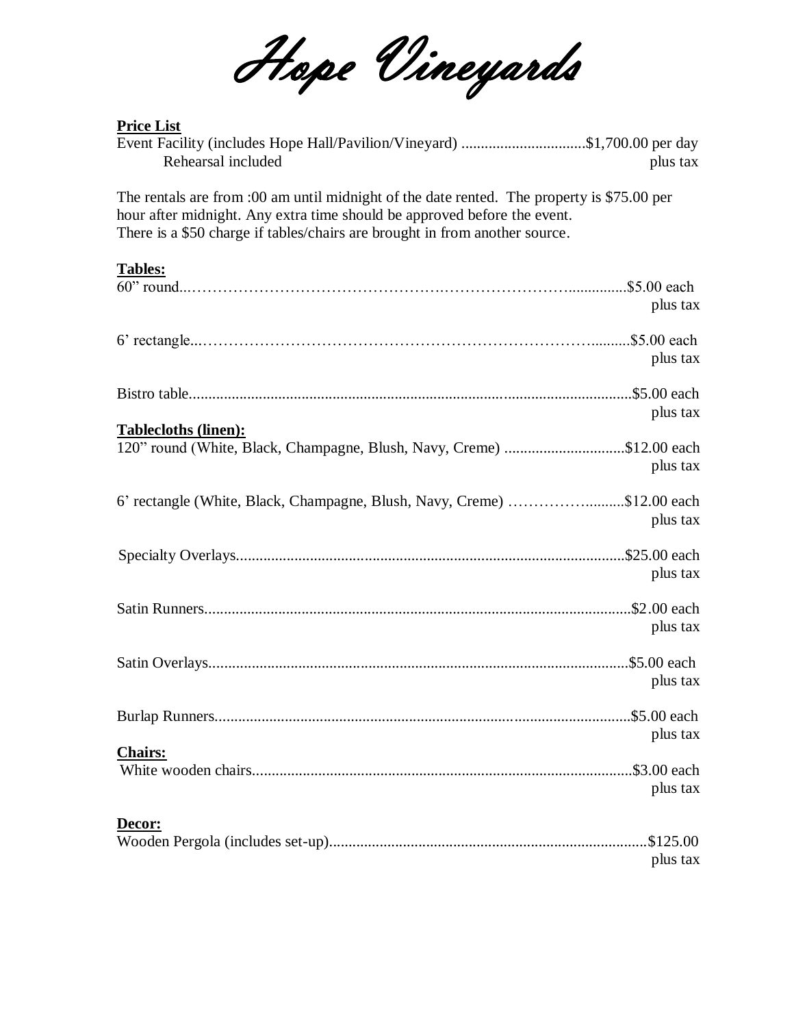# Hope Vineyards

**Price List**

Event Facility (includes Hope Hall/Pavilion/Vineyard) ................................$1,700.00 per day
Rehearsal included plus tax

The rentals are from :00 am until midnight of the date rented. The property is $75.00 per hour after midnight. Any extra time should be approved before the event.
There is a $50 charge if tables/chairs are brought in from another source.

**Tables:**

60" round.....................................................................................$5.00 each plus tax

6' rectangle.................................................................................$5.00 each plus tax

Bistro table..................................................................................$5.00 each plus tax

**Tablecloths (linen):**

120" round (White, Black, Champagne, Blush, Navy, Creme) ...............................$12.00 each plus tax

6' rectangle (White, Black, Champagne, Blush, Navy, Creme) ..........................$12.00 each plus tax

Specialty Overlays...........................................................................$25.00 each plus tax

Satin Runners.................................................................................$2.00 each plus tax

Satin Overlays................................................................................$5.00 each plus tax

Burlap Runners...............................................................................$5.00 each plus tax

**Chairs:**

White wooden chairs.......................................................................$3.00 each plus tax

**Decor:**

Wooden Pergola (includes set-up)...................................................$125.00 plus tax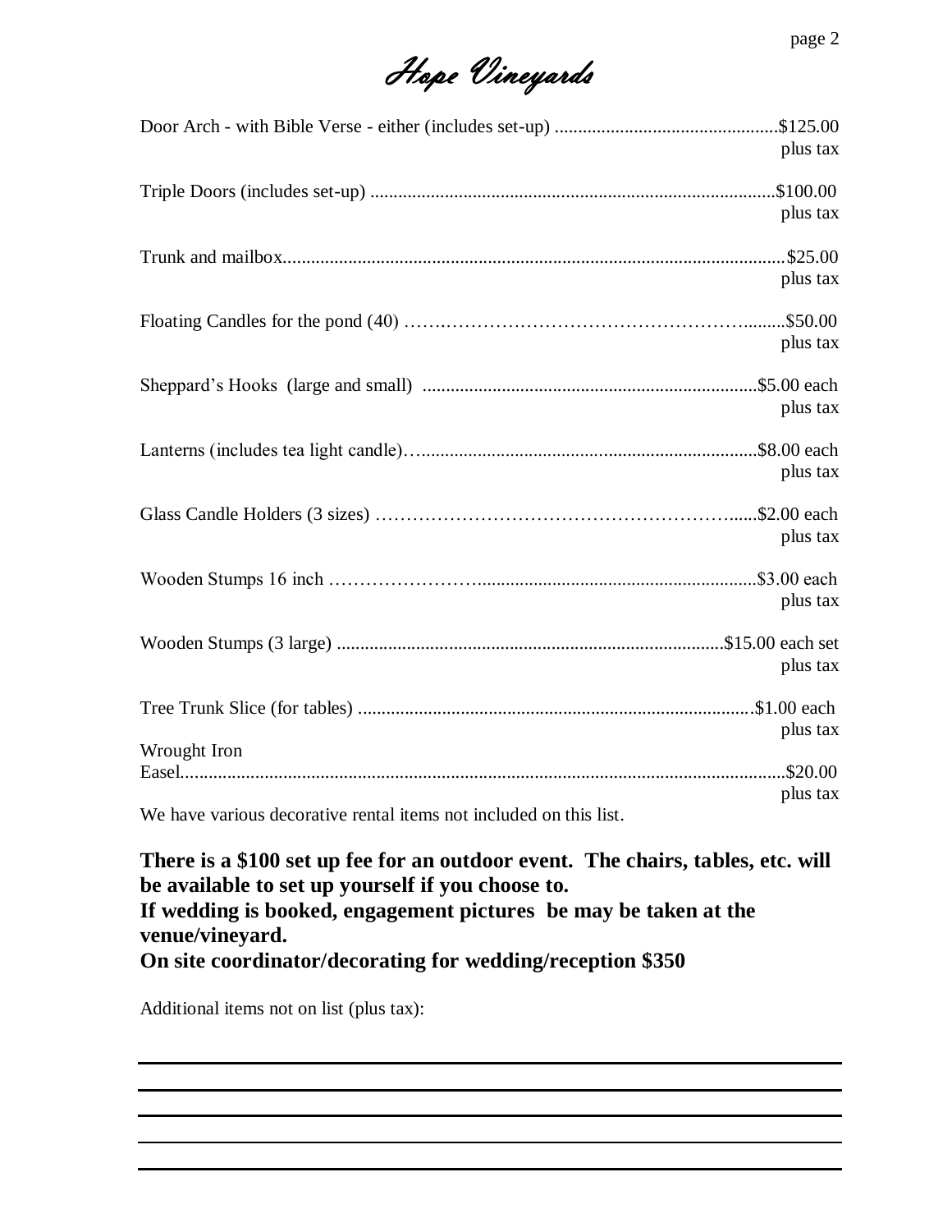# *Hope Vineyards*

Door Arch - with Bible Verse - either (includes set-up) ................................................$125.00 plus tax

Triple Doors (includes set-up) .......................................................................................$100.00 plus tax

Trunk and mailbox...........................................................................................................$25.00 plus tax

Floating Candles for the pond (40) ……………………………………………….........$50.00 plus tax

Sheppard's Hooks (large and small) .......................................................................$5.00 each plus tax

Lanterns (includes tea light candle)….......................................................................$8.00 each plus tax

Glass Candle Holders (3 sizes) ………………………………………………….......$2.00 each plus tax

Wooden Stumps 16 inch …………………….........................................................$3.00 each plus tax

Wooden Stumps (3 large) ...................................................................................$15.00 each set plus tax

Tree Trunk Slice (for tables) .....................................................................................$1.00 each plus tax

Wrought Iron Easel.................................................................................................................$20.00 plus tax

We have various decorative rental items not included on this list.

**There is a $100 set up fee for an outdoor event. The chairs, tables, etc. will be available to set up yourself if you choose to.**
**If wedding is booked, engagement pictures be may be taken at the venue/vineyard.**
**On site coordinator/decorating for wedding/reception $350**

Additional items not on list (plus tax):

_______________________________________________

_______________________________________________

_______________________________________________

_______________________________________________

_______________________________________________